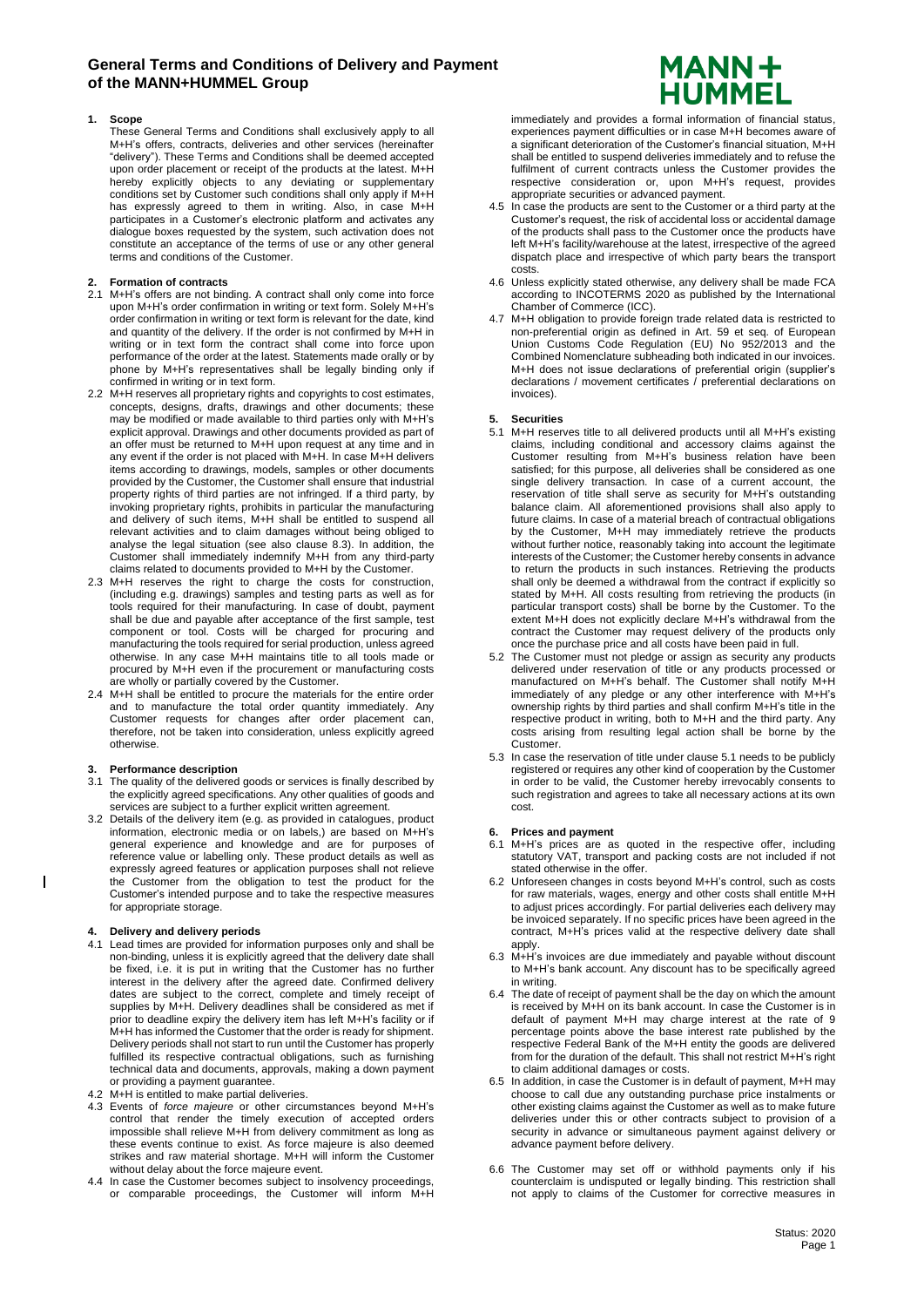# General Terms and Conditions of Delivery and Payment of the MANN+HUMMEL Group

**MANN+ HUMMEL**

## 1. Scope

These General Terms and Conditions shall exclusively apply to all M+H's offers, contracts, deliveries and other services (hereinafter "delivery"). These Terms and Conditions shall be deemed accepted upon order placement or receipt of the products at the latest. M+H hereby explicitly objects to any deviating or supplementary conditions set by Customer such conditions shall only apply if M+H has expressly agreed to them in writing. Also, in case M+H participates in a Customer's electronic platform and activates any dialogue boxes requested by the system, such activation does not constitute an acceptance of the terms of use or any other general terms and conditions of the Customer.

## 2. Formation of contracts

2.1 M+H's offers are not binding. A contract shall only come into force upon M+H's order confirmation in writing or text form. Solely M+H's order confirmation in writing or text form is relevant for the date, kind and quantity of the delivery. If the order is not confirmed by M+H in writing or in text form the contract shall come into force upon performance of the order at the latest. Statements made orally or by phone by M+H's representatives shall be legally binding only if confirmed in writing or in text form.

2.2 M+H reserves all proprietary rights and copyrights to cost estimates, concepts, designs, drafts, drawings and other documents; these may be modified or made available to third parties only with M+H's explicit approval. Drawings and other documents provided as part of an offer must be returned to M+H upon request at any time and in any event if the order is not placed with M+H. In case M+H delivers items according to drawings, models, samples or other documents provided by the Customer, the Customer shall ensure that industrial property rights of third parties are not infringed. If a third party, by invoking proprietary rights, prohibits in particular the manufacturing and delivery of such items, M+H shall be entitled to suspend all relevant activities and to claim damages without being obliged to analyse the legal situation (see also clause 8.3). In addition, the Customer shall immediately indemnify M+H from any third-party claims related to documents provided to M+H by the Customer.

2.3 M+H reserves the right to charge the costs for construction, (including e.g. drawings) samples and testing parts as well as for tools required for their manufacturing. In case of doubt, payment shall be due and payable after acceptance of the first sample, test component or tool. Costs will be charged for procuring and manufacturing the tools required for serial production, unless agreed otherwise. In any case M+H maintains title to all tools made or procured by M+H even if the procurement or manufacturing costs are wholly or partially covered by the Customer.

2.4 M+H shall be entitled to procure the materials for the entire order and to manufacture the total order quantity immediately. Any Customer requests for changes after order placement can, therefore, not be taken into consideration, unless explicitly agreed otherwise.

## 3. Performance description

3.1 The quality of the delivered goods or services is finally described by the explicitly agreed specifications. Any other qualities of goods and services are subject to a further explicit written agreement.

3.2 Details of the delivery item (e.g. as provided in catalogues, product information, electronic media or on labels,) are based on M+H's general experience and knowledge and are for purposes of reference value or labelling only. These product details as well as expressly agreed features or application purposes shall not relieve the Customer from the obligation to test the product for the Customer's intended purpose and to take the respective measures for appropriate storage.

## 4. Delivery and delivery periods

4.1 Lead times are provided for information purposes only and shall be non-binding, unless it is explicitly agreed that the delivery date shall be fixed, i.e. it is put in writing that the Customer has no further interest in the delivery after the agreed date. Confirmed delivery dates are subject to the correct, complete and timely receipt of supplies by M+H. Delivery deadlines shall be considered as met if prior to deadline expiry the delivery item has left M+H's facility or if M+H has informed the Customer that the order is ready for shipment. Delivery periods shall not start to run until the Customer has properly fulfilled its respective contractual obligations, such as furnishing technical data and documents, approvals, making a down payment or providing a payment guarantee.

4.2 M+H is entitled to make partial deliveries.

4.3 Events of *force majeure* or other circumstances beyond M+H's control that render the timely execution of accepted orders impossible shall relieve M+H from delivery commitment as long as these events continue to exist. As force majeure is also deemed strikes and raw material shortage. M+H will inform the Customer without delay about the force majeure event.

4.4 In case the Customer becomes subject to insolvency proceedings, or comparable proceedings, the Customer will inform M+H immediately and provides a formal information of financial status, experiences payment difficulties or in case M+H becomes aware of a significant deterioration of the Customer's financial situation, M+H shall be entitled to suspend deliveries immediately and to refuse the fulfilment of current contracts unless the Customer provides the respective consideration or, upon M+H's request, provides appropriate securities or advanced payment.

4.5 In case the products are sent to the Customer or a third party at the Customer's request, the risk of accidental loss or accidental damage of the products shall pass to the Customer once the products have left M+H's facility/warehouse at the latest, irrespective of the agreed dispatch place and irrespective of which party bears the transport costs.

4.6 Unless explicitly stated otherwise, any delivery shall be made FCA according to INCOTERMS 2020 as published by the International Chamber of Commerce (ICC).

4.7 M+H obligation to provide foreign trade related data is restricted to non-preferential origin as defined in Art. 59 et seq. of European Union Customs Code Regulation (EU) No 952/2013 and the Combined Nomenclature subheading both indicated in our invoices. M+H does not issue declarations of preferential origin (supplier's declarations / movement certificates / preferential declarations on invoices).

## 5. Securities

5.1 M+H reserves title to all delivered products until all M+H's existing claims, including conditional and accessory claims against the Customer resulting from M+H's business relation have been satisfied; for this purpose, all deliveries shall be considered as one single delivery transaction. In case of a current account, the reservation of title shall serve as security for M+H's outstanding balance claim. All aforementioned provisions shall also apply to future claims. In case of a material breach of contractual obligations by the Customer, M+H may immediately retrieve the products without further notice, reasonably taking into account the legitimate interests of the Customer; the Customer hereby consents in advance to return the products in such instances. Retrieving the products shall only be deemed a withdrawal from the contract if explicitly so stated by M+H. All costs resulting from retrieving the products (in particular transport costs) shall be borne by the Customer. To the extent M+H does not explicitly declare M+H's withdrawal from the contract the Customer may request delivery of the products only once the purchase price and all costs have been paid in full.

5.2 The Customer must not pledge or assign as security any products delivered under reservation of title or any products processed or manufactured on M+H's behalf. The Customer shall notify M+H immediately of any pledge or any other interference with M+H's ownership rights by third parties and shall confirm M+H's title in the respective product in writing, both to M+H and the third party. Any costs arising from resulting legal action shall be borne by the Customer.

5.3 In case the reservation of title under clause 5.1 needs to be publicly registered or requires any other kind of cooperation by the Customer in order to be valid, the Customer hereby irrevocably consents to such registration and agrees to take all necessary actions at its own cost.

## 6. Prices and payment

6.1 M+H's prices are as quoted in the respective offer, including statutory VAT, transport and packing costs are not included if not stated otherwise in the offer.

6.2 Unforeseen changes in costs beyond M+H's control, such as costs for raw materials, wages, energy and other costs shall entitle M+H to adjust prices accordingly. For partial deliveries each delivery may be invoiced separately. If no specific prices have been agreed in the contract, M+H's prices valid at the respective delivery date shall apply.

6.3 M+H's invoices are due immediately and payable without discount to M+H's bank account. Any discount has to be specifically agreed in writing.

6.4 The date of receipt of payment shall be the day on which the amount is received by M+H on its bank account. In case the Customer is in default of payment M+H may charge interest at the rate of 9 percentage points above the base interest rate published by the respective Federal Bank of the M+H entity the goods are delivered from for the duration of the default. This shall not restrict M+H's right to claim additional damages or costs.

6.5 In addition, in case the Customer is in default of payment, M+H may choose to call due any outstanding purchase price instalments or other existing claims against the Customer as well as to make future deliveries under this or other contracts subject to provision of a security in advance or simultaneous payment against delivery or advance payment before delivery.

6.6 The Customer may set off or withhold payments only if his counterclaim is undisputed or legally binding. This restriction shall not apply to claims of the Customer for corrective measures in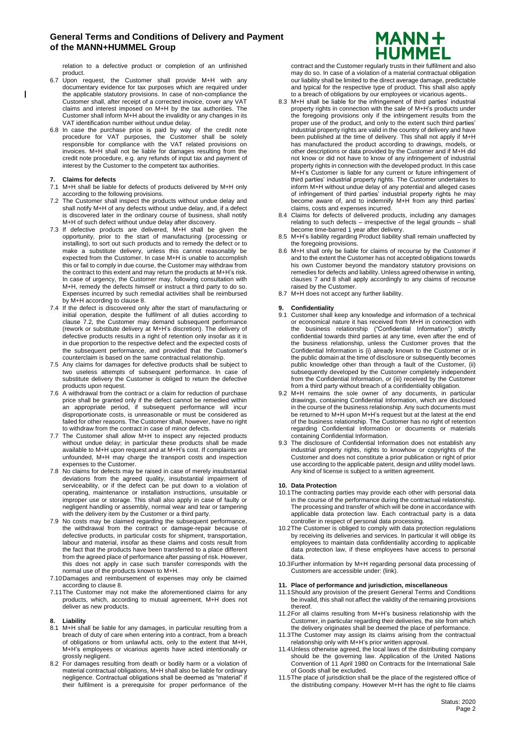relation to a defective product or completion of an unfinished product.

6.7 Upon request, the Customer shall provide M+H with any documentary evidence for tax purposes which are required under the applicable statutory provisions. In case of non-compliance the Customer shall, after receipt of a corrected invoice, cover any VAT claims and interest imposed on M+H by the tax authorities. The Customer shall inform M+H about the invalidity or any changes in its VAT identification number without undue delay.

6.8 In case the purchase price is paid by way of the credit note procedure for VAT purposes, the Customer shall be solely responsible for compliance with the VAT related provisions on invoices. M+H shall not be liable for damages resulting from the credit note procedure, e.g. any refunds of input tax and payment of interest by the Customer to the competent tax authorities.

## 7. Claims for defects

7.1 M+H shall be liable for defects of products delivered by M+H only according to the following provisions.

7.2 The Customer shall inspect the products without undue delay and shall notify M+H of any defects without undue delay, and, if a defect is discovered later in the ordinary course of business, shall notify M+H of such defect without undue delay after discovery.

7.3 If defective products are delivered, M+H shall be given the opportunity, prior to the start of manufacturing (processing or installing), to sort out such products and to remedy the defect or to make a substitute delivery, unless this cannot reasonably be expected from the Customer. In case M+H is unable to accomplish this or fail to comply in due course, the Customer may withdraw from the contract to this extent and may return the products at M+H's risk. In case of urgency, the Customer may, following consultation with M+H, remedy the defects himself or instruct a third party to do so. Expenses incurred by such remedial activities shall be reimbursed by M+H according to clause 8.

7.4 If the defect is discovered only after the start of manufacturing or initial operation, despite the fulfilment of all duties according to clause 7.2, the Customer may demand subsequent performance (rework or substitute delivery at M+H's discretion). The delivery of defective products results in a right of retention only insofar as it is in due proportion to the respective defect and the expected costs of the subsequent performance, and provided that the Customer's counterclaim is based on the same contractual relationship.

7.5 Any claims for damages for defective products shall be subject to two useless attempts of subsequent performance. In case of substitute delivery the Customer is obliged to return the defective products upon request.

7.6 A withdrawal from the contract or a claim for reduction of purchase price shall be granted only if the defect cannot be remedied within an appropriate period, if subsequent performance will incur disproportionate costs, is unreasonable or must be considered as failed for other reasons. The Customer shall, however, have no right to withdraw from the contract in case of minor defects.

7.7 The Customer shall allow M+H to inspect any rejected products without undue delay; in particular these products shall be made available to M+H upon request and at M+H's cost. If complaints are unfounded, M+H may charge the transport costs and inspection expenses to the Customer.

7.8 No claims for defects may be raised in case of merely insubstantial deviations from the agreed quality, insubstantial impairment of serviceability, or if the defect can be put down to a violation of operating, maintenance or installation instructions, unsuitable or improper use or storage. This shall also apply in case of faulty or negligent handling or assembly, normal wear and tear or tampering with the delivery item by the Customer or a third party.

7.9 No costs may be claimed regarding the subsequent performance, the withdrawal from the contract or damage-repair because of defective products, in particular costs for shipment, transportation, labour and material, insofar as these claims and costs result from the fact that the products have been transferred to a place different from the agreed place of performance after passing of risk. However, this does not apply in case such transfer corresponds with the normal use of the products known to M+H.

7.10 Damages and reimbursement of expenses may only be claimed according to clause 8.

7.11 The Customer may not make the aforementioned claims for any products, which, according to mutual agreement, M+H does not deliver as new products.

## 8. Liability

8.1 M+H shall be liable for any damages, in particular resulting from a breach of duty of care when entering into a contract, from a breach of obligations or from unlawful acts, only to the extent that M+H, M+H's employees or vicarious agents have acted intentionally or grossly negligent.

8.2 For damages resulting from death or bodily harm or a violation of material contractual obligations, M+H shall also be liable for ordinary negligence. Contractual obligations shall be deemed as "material" if their fulfilment is a prerequisite for proper performance of the contract and the Customer regularly trusts in their fulfilment and also may do so. In case of a violation of a material contractual obligation our liability shall be limited to the direct average damage, predictable and typical for the respective type of product. This shall also apply to a breach of obligations by our employees or vicarious agents.

8.3 M+H shall be liable for the infringement of third parties' industrial property rights in connection with the sale of M+H's products under the foregoing provisions only if the infringement results from the proper use of the product, and only to the extent such third parties' industrial property rights are valid in the country of delivery and have been published at the time of delivery. This shall not apply if M+H has manufactured the product according to drawings, models, or other descriptions or data provided by the Customer and if M+H did not know or did not have to know of any infringement of industrial property rights in connection with the developed product. In this case M+H's Customer is liable for any current or future infringement of third parties' industrial property rights. The Customer undertakes to inform M+H without undue delay of any potential and alleged cases of infringement of third parties' industrial property rights he may become aware of, and to indemnify M+H from any third parties' claims, costs and expenses incurred.

8.4 Claims for defects of delivered products, including any damages relating to such defects – irrespective of the legal grounds – shall become time-barred 1 year after delivery.

8.5 M+H's liability regarding Product liability shall remain unaffected by the foregoing provisions.

8.6 M+H shall only be liable for claims of recourse by the Customer if and to the extent the Customer has not accepted obligations towards his own Customer beyond the mandatory statutory provisions on remedies for defects and liability. Unless agreed otherwise in writing, clauses 7 and 8 shall apply accordingly to any claims of recourse raised by the Customer.

8.7 M+H does not accept any further liability.

## 9. Confidentiality

9.1 Customer shall keep any knowledge and information of a technical or economical nature it has received from M+H in connection with the business relationship ("Confidential Information") strictly confidential towards third parties at any time, even after the end of the business relationship, unless the Customer proves that the Confidential Information is (i) already known to the Customer or in the public domain at the time of disclosure or subsequently becomes public knowledge other than through a fault of the Customer, (ii) subsequently developed by the Customer completely independent from the Confidential Information, or (iii) received by the Customer from a third party without breach of a confidentiality obligation.

9.2 M+H remains the sole owner of any documents, in particular drawings, containing Confidential Information, which are disclosed in the course of the business relationship. Any such documents must be returned to M+H upon M+H's request but at the latest at the end of the business relationship. The Customer has no right of retention regarding Confidential Information or documents or materials containing Confidential Information.

9.3 The disclosure of Confidential Information does not establish any industrial property rights, rights to knowhow or copyrights of the Customer and does not constitute a prior publication or right of prior use according to the applicable patent, design and utility model laws. Any kind of license is subject to a written agreement.

## 10. Data Protection

10.1 The contracting parties may provide each other with personal data in the course of the performance during the contractual relationship. The processing and transfer of which will be done in accordance with applicable data protection law. Each contractual party is a data controller in respect of personal data processing.

10.2 The Customer is obliged to comply with data protection regulations by receiving its deliveries and services. In particular it will oblige its employees to maintain data confidentiality according to applicable data protection law, if these employees have access to personal data.

10.3 Further information by M+H regarding personal data processing of Customers are accessible under: (link).

## 11. Place of performance and jurisdiction, miscellaneous

11.1 Should any provision of the present General Terms and Conditions be invalid, this shall not affect the validity of the remaining provisions thereof.

11.2 For all claims resulting from M+H's business relationship with the Customer, in particular regarding their deliveries, the site from which the delivery originates shall be deemed the place of performance.

11.3 The Customer may assign its claims arising from the contractual relationship only with M+H's prior written approval.

11.4 Unless otherwise agreed, the local laws of the distributing company should be the governing law. Application of the United Nations Convention of 11 April 1980 on Contracts for the International Sale of Goods shall be excluded.

11.5 The place of jurisdiction shall be the place of the registered office of the distributing company. However M+H has the right to file claims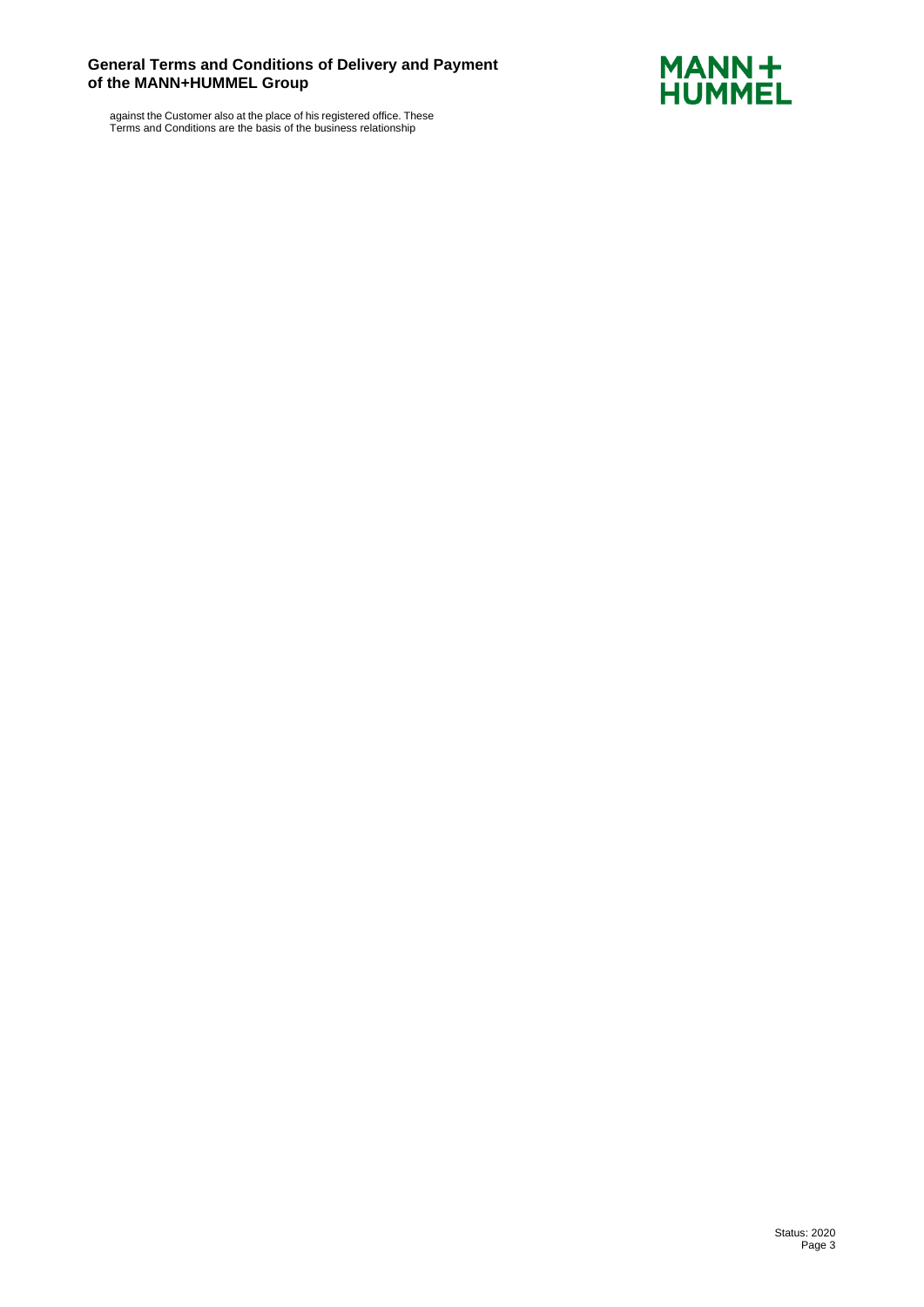against the Customer also at the place of his registered office. These Terms and Conditions are the basis of the business relationship